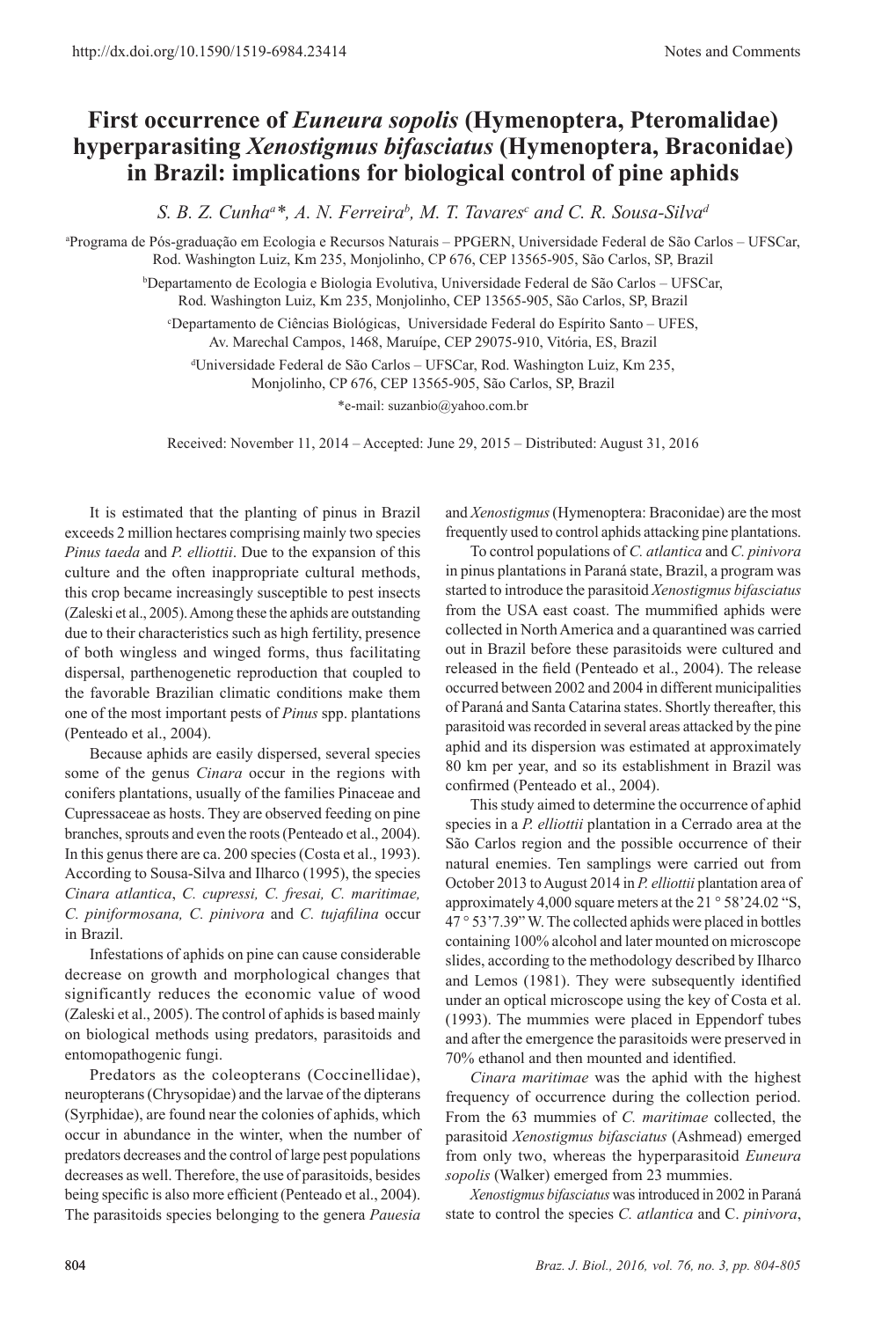http://dx.doi.org/10.1590/1519-6984.23414

Notes and Comments

# First occurrence of *Euneura sopolis* (Hymenoptera, Pteromalidae) hyperparasiting *Xenostigmus bifasciatus* (Hymenoptera, Braconidae) in Brazil: implications for biological control of pine aphids

*S. B. Z. Cunha*[a]*, *A. N. Ferreira*[b], *M. T. Tavares*[c] and *C. R. Sousa-Silva*[d]

[a]Programa de Pós-graduação em Ecologia e Recursos Naturais – PPGERN, Universidade Federal de São Carlos – UFSCar, Rod. Washington Luiz, Km 235, Monjolinho, CP 676, CEP 13565-905, São Carlos, SP, Brazil

[b]Departamento de Ecologia e Biologia Evolutiva, Universidade Federal de São Carlos – UFSCar, Rod. Washington Luiz, Km 235, Monjolinho, CP 676, CEP 13565-905, São Carlos, SP, Brazil

[c]Departamento de Ciências Biológicas, Universidade Federal do Espírito Santo – UFES, Av. Marechal Campos, 1468, Maruípe, CEP 29075-910, Vitória, ES, Brazil

[d]Universidade Federal de São Carlos – UFSCar, Rod. Washington Luiz, Km 235, Monjolinho, CP 676, CEP 13565-905, São Carlos, SP, Brazil

*e-mail: suzanbio@yahoo.com.br

Received: November 11, 2014 – Accepted: June 29, 2015 – Distributed: August 31, 2016

It is estimated that the planting of pinus in Brazil exceeds 2 million hectares comprising mainly two species *Pinus taeda* and *P. elliottii*. Due to the expansion of this culture and the often inappropriate cultural methods, this crop became increasingly susceptible to pest insects (Zaleski et al., 2005). Among these the aphids are outstanding due to their characteristics such as high fertility, presence of both wingless and winged forms, thus facilitating dispersal, parthenogenetic reproduction that coupled to the favorable Brazilian climatic conditions make them one of the most important pests of *Pinus* spp. plantations (Penteado et al., 2004).

Because aphids are easily dispersed, several species some of the genus *Cinara* occur in the regions with conifers plantations, usually of the families Pinaceae and Cupressaceae as hosts. They are observed feeding on pine branches, sprouts and even the roots (Penteado et al., 2004). In this genus there are ca. 200 species (Costa et al., 1993). According to Sousa-Silva and Ilharco (1995), the species *Cinara atlantica*, *C. cupressi, C. fresai, C. maritimae, C. piniformosana, C. pinivora* and *C. tujafilina* occur in Brazil.

Infestations of aphids on pine can cause considerable decrease on growth and morphological changes that significantly reduces the economic value of wood (Zaleski et al., 2005). The control of aphids is based mainly on biological methods using predators, parasitoids and entomopathogenic fungi.

Predators as the coleopterans (Coccinellidae), neuropterans (Chrysopidae) and the larvae of the dipterans (Syrphidae), are found near the colonies of aphids, which occur in abundance in the winter, when the number of predators decreases and the control of large pest populations decreases as well. Therefore, the use of parasitoids, besides being specific is also more efficient (Penteado et al., 2004). The parasitoids species belonging to the genera *Pauesia* and *Xenostigmus* (Hymenoptera: Braconidae) are the most frequently used to control aphids attacking pine plantations.

To control populations of *C. atlantica* and *C. pinivora* in pinus plantations in Paraná state, Brazil, a program was started to introduce the parasitoid *Xenostigmus bifasciatus* from the USA east coast. The mummified aphids were collected in North America and a quarantined was carried out in Brazil before these parasitoids were cultured and released in the field (Penteado et al., 2004). The release occurred between 2002 and 2004 in different municipalities of Paraná and Santa Catarina states. Shortly thereafter, this parasitoid was recorded in several areas attacked by the pine aphid and its dispersion was estimated at approximately 80 km per year, and so its establishment in Brazil was confirmed (Penteado et al., 2004).

This study aimed to determine the occurrence of aphid species in a *P. elliottii* plantation in a Cerrado area at the São Carlos region and the possible occurrence of their natural enemies. Ten samplings were carried out from October 2013 to August 2014 in *P. elliottii* plantation area of approximately 4,000 square meters at the 21 ° 58'24.02 "S, 47 ° 53'7.39" W. The collected aphids were placed in bottles containing 100% alcohol and later mounted on microscope slides, according to the methodology described by Ilharco and Lemos (1981). They were subsequently identified under an optical microscope using the key of Costa et al. (1993). The mummies were placed in Eppendorf tubes and after the emergence the parasitoids were preserved in 70% ethanol and then mounted and identified.

*Cinara maritimae* was the aphid with the highest frequency of occurrence during the collection period. From the 63 mummies of *C. maritimae* collected, the parasitoid *Xenostigmus bifasciatus* (Ashmead) emerged from only two, whereas the hyperparasitoid *Euneura sopolis* (Walker) emerged from 23 mummies.

*Xenostigmus bifasciatus* was introduced in 2002 in Paraná state to control the species *C. atlantica* and C. *pinivora*,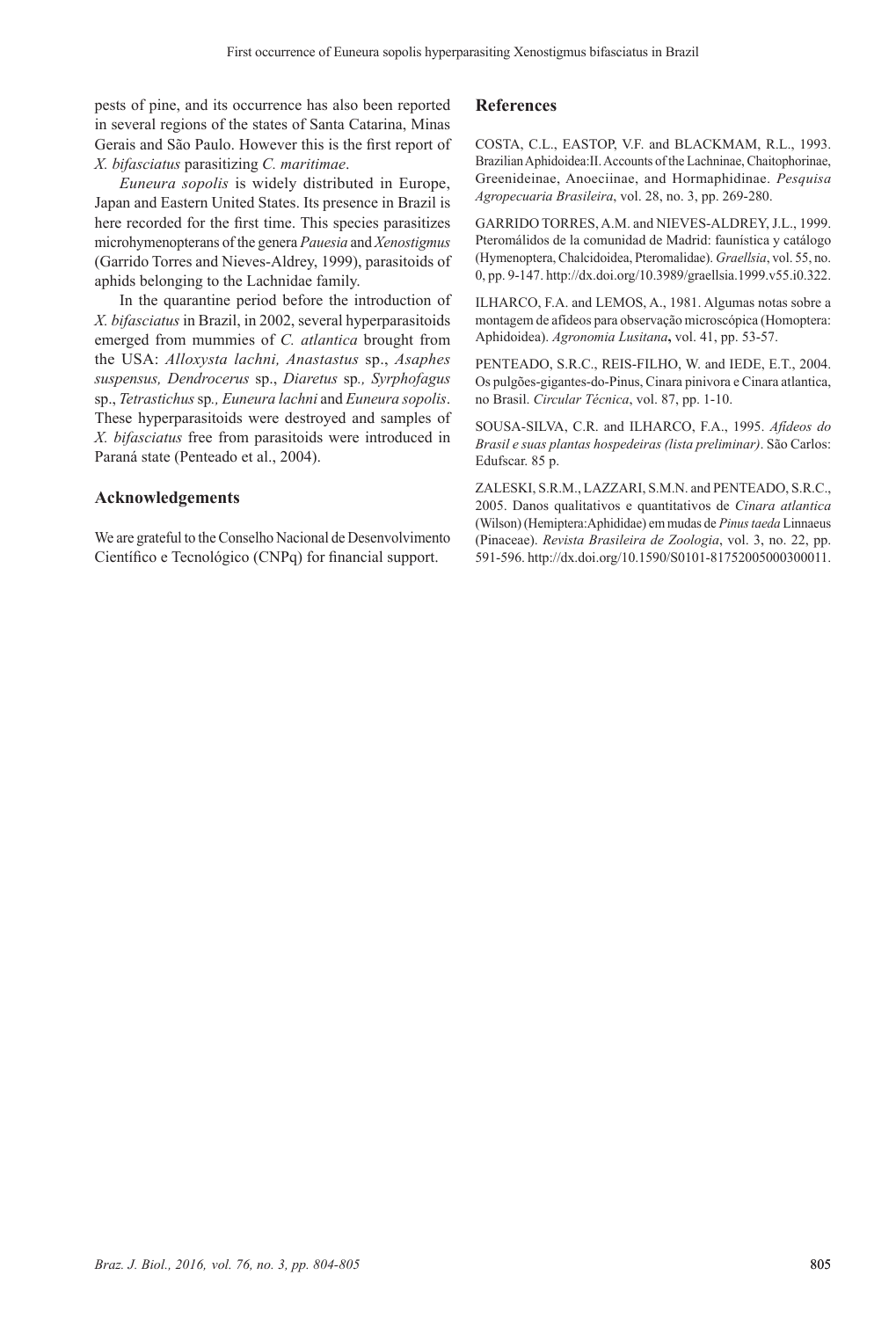pests of pine, and its occurrence has also been reported in several regions of the states of Santa Catarina, Minas Gerais and São Paulo. However this is the first report of *X. bifasciatus* parasitizing *C. maritimae*.

*Euneura sopolis* is widely distributed in Europe, Japan and Eastern United States. Its presence in Brazil is here recorded for the first time. This species parasitizes microhymenopterans of the genera *Pauesia* and *Xenostigmus* (Garrido Torres and Nieves-Aldrey, 1999), parasitoids of aphids belonging to the Lachnidae family.

In the quarantine period before the introduction of *X. bifasciatus* in Brazil, in 2002, several hyperparasitoids emerged from mummies of *C. atlantica* brought from the USA: *Alloxysta lachni, Anastastus* sp., *Asaphes suspensus, Dendrocerus* sp., *Diaretus* sp*., Syrphofagus* sp., *Tetrastichus* sp*., Euneura lachni* and *Euneura sopolis*. These hyperparasitoids were destroyed and samples of *X. bifasciatus* free from parasitoids were introduced in Paraná state (Penteado et al., 2004).

## Acknowledgements

We are grateful to the Conselho Nacional de Desenvolvimento Científico e Tecnológico (CNPq) for financial support.

## References

COSTA, C.L., EASTOP, V.F. and BLACKMAM, R.L., 1993. Brazilian Aphidoidea: II. Accounts of the Lachninae, Chaitophorinae, Greenideinae, Anoeciinae, and Hormaphidinae. *Pesquisa Agropecuaria Brasileira*, vol. 28, no. 3, pp. 269-280.

GARRIDO TORRES, A.M. and NIEVES-ALDREY, J.L., 1999. Pteromálidos de la comunidad de Madrid: faunística y catálogo (Hymenoptera, Chalcidoidea, Pteromalidae). *Graellsia*, vol. 55, no. 0, pp. 9-147. http://dx.doi.org/10.3989/graellsia.1999.v55.i0.322.

ILHARCO, F.A. and LEMOS, A., 1981. Algumas notas sobre a montagem de afídeos para observação microscópica (Homoptera: Aphidoidea). *Agronomia Lusitana***,** vol. 41, pp. 53-57.

PENTEADO, S.R.C., REIS-FILHO, W. and IEDE, E.T., 2004. Os pulgões-gigantes-do-Pinus, Cinara pinivora e Cinara atlantica, no Brasil. *Circular Técnica*, vol. 87, pp. 1-10.

SOUSA-SILVA, C.R. and ILHARCO, F.A., 1995. *Afídeos do Brasil e suas plantas hospedeiras (lista preliminar)*. São Carlos: Edufscar. 85 p.

ZALESKI, S.R.M., LAZZARI, S.M.N. and PENTEADO, S.R.C., 2005. Danos qualitativos e quantitativos de *Cinara atlantica* (Wilson) (Hemiptera: Aphididae) em mudas de *Pinus taeda* Linnaeus (Pinaceae). *Revista Brasileira de Zoologia*, vol. 3, no. 22, pp. 591-596. http://dx.doi.org/10.1590/S0101-81752005000300011.